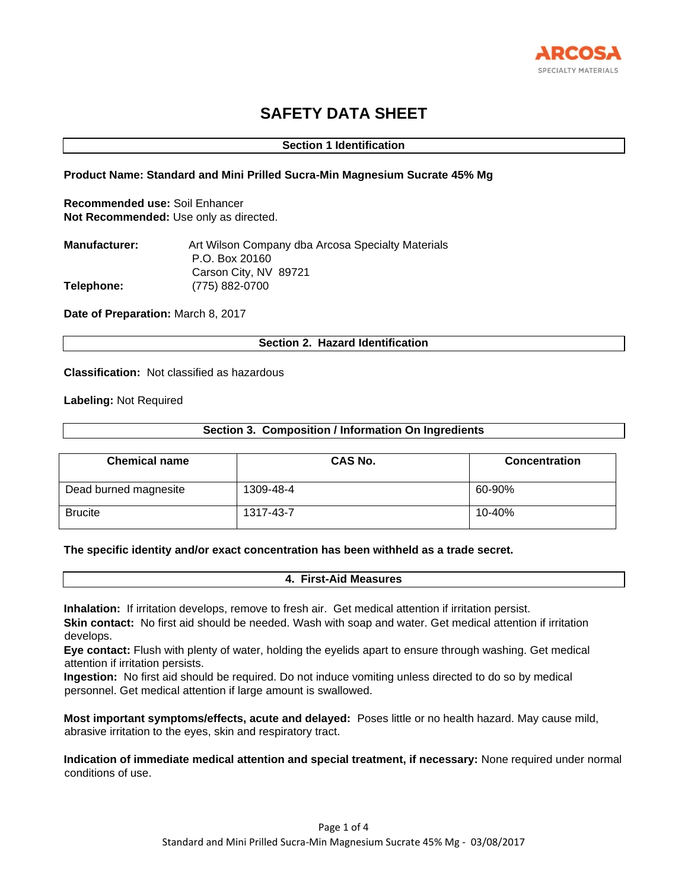# SAFETY DATA SHEET

## Section 1 Identification

**Product Name: Standard and Mini Prilled Sucra-Min Magnesium Sucrate 45% Mg**

**Recommended use:** Soil Enhancer
**Not Recommended:** Use only as directed.

**Manufacturer:** Art Wilson Company dba Arcosa Specialty Materials
P.O. Box 20160
Carson City, NV 89721
**Telephone:** (775) 882-0700

**Date of Preparation:** March 8, 2017

## Section 2. Hazard Identification

**Classification:** Not classified as hazardous

**Labeling:** Not Required

## Section 3. Composition / Information On Ingredients

| Chemical name | CAS No. | Concentration |
|---|---|---|
| Dead burned magnesite | 1309-48-4 | 60-90% |
| Brucite | 1317-43-7 | 10-40% |

**The specific identity and/or exact concentration has been withheld as a trade secret.**

## 4. First-Aid Measures

**Inhalation:** If irritation develops, remove to fresh air. Get medical attention if irritation persist.
**Skin contact:** No first aid should be needed. Wash with soap and water. Get medical attention if irritation develops.
**Eye contact:** Flush with plenty of water, holding the eyelids apart to ensure through washing. Get medical attention if irritation persists.
**Ingestion:** No first aid should be required. Do not induce vomiting unless directed to do so by medical personnel. Get medical attention if large amount is swallowed.

**Most important symptoms/effects, acute and delayed:** Poses little or no health hazard. May cause mild, abrasive irritation to the eyes, skin and respiratory tract.

**Indication of immediate medical attention and special treatment, if necessary:** None required under normal conditions of use.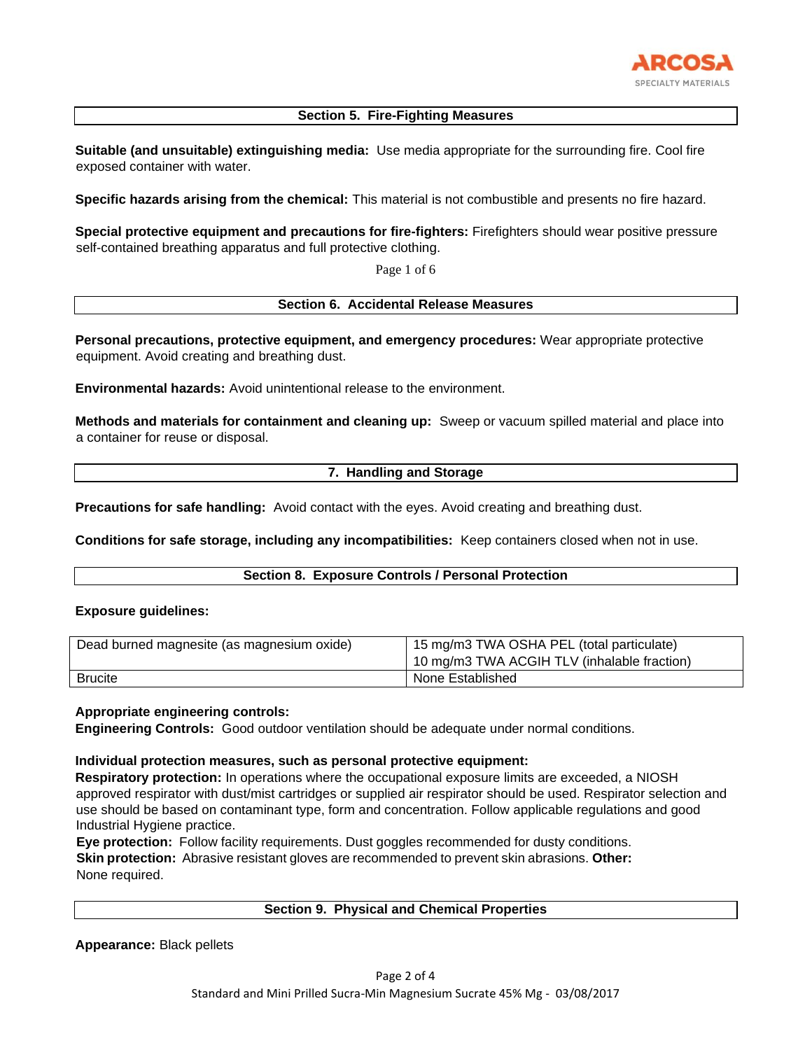## Section 5. Fire-Fighting Measures

**Suitable (and unsuitable) extinguishing media:** Use media appropriate for the surrounding fire. Cool fire exposed container with water.

**Specific hazards arising from the chemical:** This material is not combustible and presents no fire hazard.

**Special protective equipment and precautions for fire-fighters:** Firefighters should wear positive pressure self-contained breathing apparatus and full protective clothing.

## Section 6. Accidental Release Measures

**Personal precautions, protective equipment, and emergency procedures:** Wear appropriate protective equipment. Avoid creating and breathing dust.

**Environmental hazards:** Avoid unintentional release to the environment.

**Methods and materials for containment and cleaning up:** Sweep or vacuum spilled material and place into a container for reuse or disposal.

## 7. Handling and Storage

**Precautions for safe handling:** Avoid contact with the eyes. Avoid creating and breathing dust.

**Conditions for safe storage, including any incompatibilities:** Keep containers closed when not in use.

## Section 8. Exposure Controls / Personal Protection

**Exposure guidelines:**

| | |
|---|---|
| Dead burned magnesite (as magnesium oxide) | 15 mg/m3 TWA OSHA PEL (total particulate)<br>10 mg/m3 TWA ACGIH TLV (inhalable fraction) |
| Brucite | None Established |

**Appropriate engineering controls:**
**Engineering Controls:** Good outdoor ventilation should be adequate under normal conditions.

**Individual protection measures, such as personal protective equipment:**
**Respiratory protection:** In operations where the occupational exposure limits are exceeded, a NIOSH approved respirator with dust/mist cartridges or supplied air respirator should be used. Respirator selection and use should be based on contaminant type, form and concentration. Follow applicable regulations and good Industrial Hygiene practice.
**Eye protection:** Follow facility requirements. Dust goggles recommended for dusty conditions.
**Skin protection:** Abrasive resistant gloves are recommended to prevent skin abrasions. **Other:** None required.

## Section 9. Physical and Chemical Properties

**Appearance:** Black pellets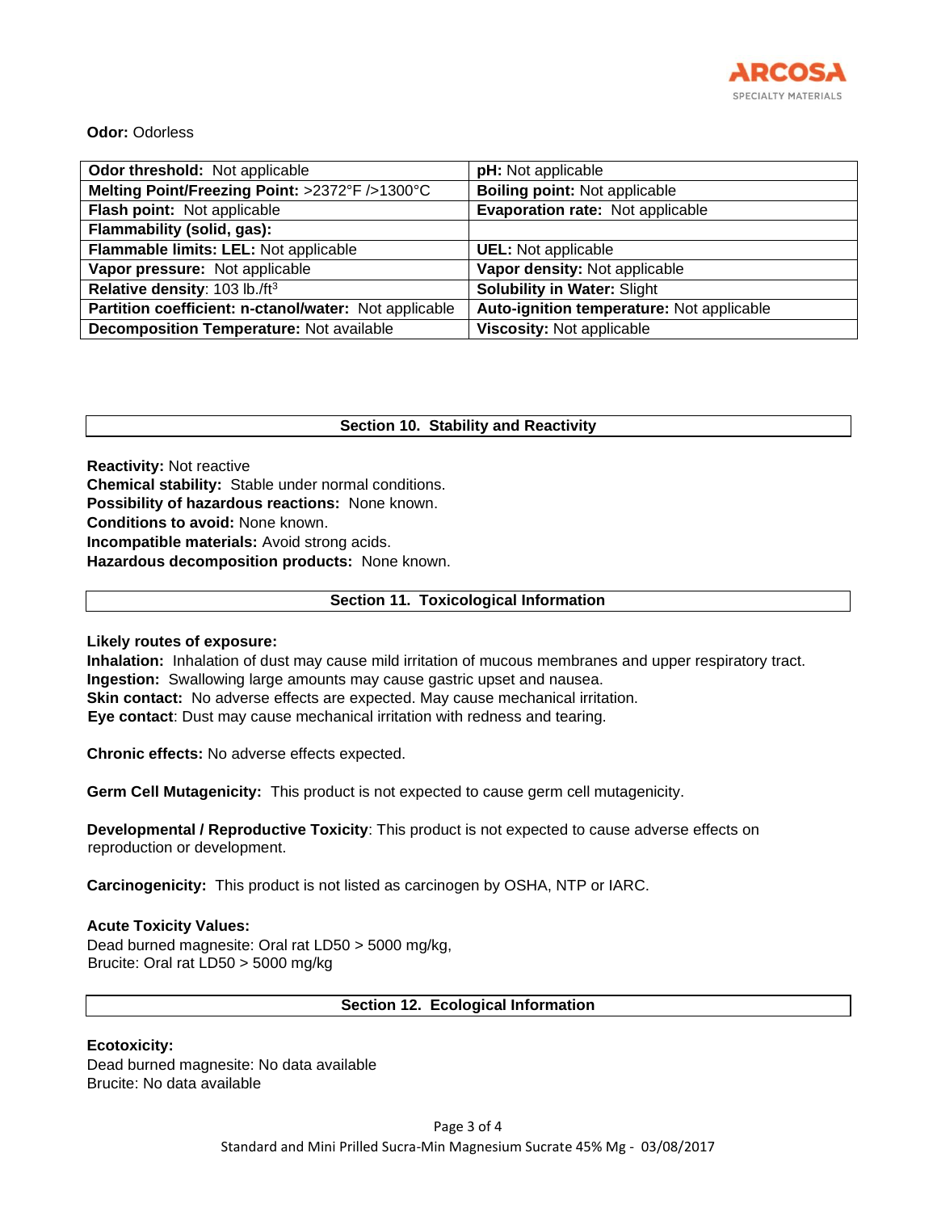**Odor:** Odorless

| **Odor threshold:** Not applicable | **pH:** Not applicable |
|---|---|
| **Melting Point/Freezing Point:** >2372°F />1300°C | **Boiling point:** Not applicable |
| **Flash point:** Not applicable | **Evaporation rate:** Not applicable |
| **Flammability (solid, gas):** | |
| **Flammable limits: LEL:** Not applicable | **UEL:** Not applicable |
| **Vapor pressure:** Not applicable | **Vapor density:** Not applicable |
| **Relative density**: 103 lb./ft$^3$ | **Solubility in Water:** Slight |
| **Partition coefficient: n-ctanol/water:** Not applicable | **Auto-ignition temperature:** Not applicable |
| **Decomposition Temperature:** Not available | **Viscosity:** Not applicable |

## Section 10. Stability and Reactivity

**Reactivity:** Not reactive
**Chemical stability:** Stable under normal conditions.
**Possibility of hazardous reactions:** None known.
**Conditions to avoid:** None known.
**Incompatible materials:** Avoid strong acids.
**Hazardous decomposition products:** None known.

## Section 11. Toxicological Information

**Likely routes of exposure:**
**Inhalation:** Inhalation of dust may cause mild irritation of mucous membranes and upper respiratory tract.
**Ingestion:** Swallowing large amounts may cause gastric upset and nausea.
**Skin contact:** No adverse effects are expected. May cause mechanical irritation.
**Eye contact**: Dust may cause mechanical irritation with redness and tearing.

**Chronic effects:** No adverse effects expected.

**Germ Cell Mutagenicity:** This product is not expected to cause germ cell mutagenicity.

**Developmental / Reproductive Toxicity**: This product is not expected to cause adverse effects on reproduction or development.

**Carcinogenicity:** This product is not listed as carcinogen by OSHA, NTP or IARC.

**Acute Toxicity Values:**
Dead burned magnesite: Oral rat LD50 > 5000 mg/kg,
Brucite: Oral rat LD50 > 5000 mg/kg

## Section 12. Ecological Information

**Ecotoxicity:**
Dead burned magnesite: No data available
Brucite: No data available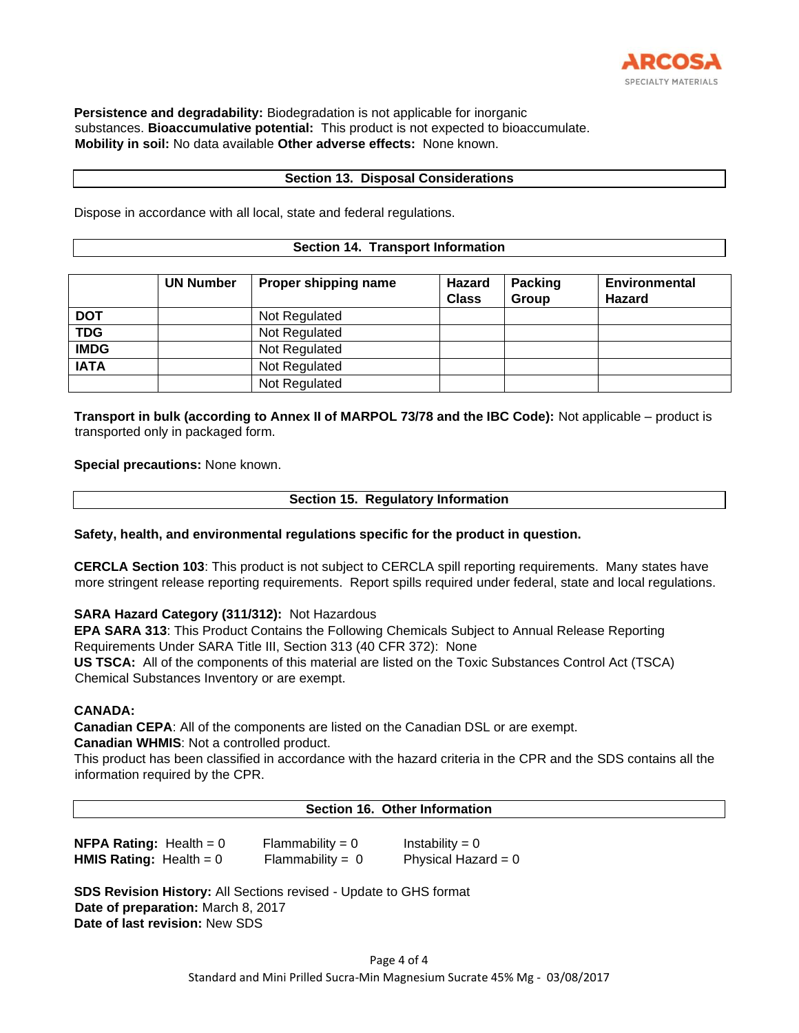**Persistence and degradability:** Biodegradation is not applicable for inorganic substances. **Bioaccumulative potential:** This product is not expected to bioaccumulate. **Mobility in soil:** No data available **Other adverse effects:** None known.

## Section 13. Disposal Considerations

Dispose in accordance with all local, state and federal regulations.

## Section 14. Transport Information

| | UN Number | Proper shipping name | Hazard Class | Packing Group | Environmental Hazard |
|---|---|---|---|---|---|
| **DOT** | | Not Regulated | | | |
| **TDG** | | Not Regulated | | | |
| **IMDG** | | Not Regulated | | | |
| **IATA** | | Not Regulated | | | |
| | | Not Regulated | | | |

**Transport in bulk (according to Annex II of MARPOL 73/78 and the IBC Code):** Not applicable – product is transported only in packaged form.

**Special precautions:** None known.

## Section 15. Regulatory Information

**Safety, health, and environmental regulations specific for the product in question.**

**CERCLA Section 103**: This product is not subject to CERCLA spill reporting requirements. Many states have more stringent release reporting requirements. Report spills required under federal, state and local regulations.

**SARA Hazard Category (311/312):** Not Hazardous
**EPA SARA 313**: This Product Contains the Following Chemicals Subject to Annual Release Reporting Requirements Under SARA Title III, Section 313 (40 CFR 372): None
**US TSCA:** All of the components of this material are listed on the Toxic Substances Control Act (TSCA) Chemical Substances Inventory or are exempt.

**CANADA:**
**Canadian CEPA**: All of the components are listed on the Canadian DSL or are exempt.
**Canadian WHMIS**: Not a controlled product.
This product has been classified in accordance with the hazard criteria in the CPR and the SDS contains all the information required by the CPR.

## Section 16. Other Information

**NFPA Rating:** Health = 0 Flammability = 0 Instability = 0
**HMIS Rating:** Health = 0 Flammability = 0 Physical Hazard = 0

**SDS Revision History:** All Sections revised - Update to GHS format
**Date of preparation:** March 8, 2017
**Date of last revision:** New SDS